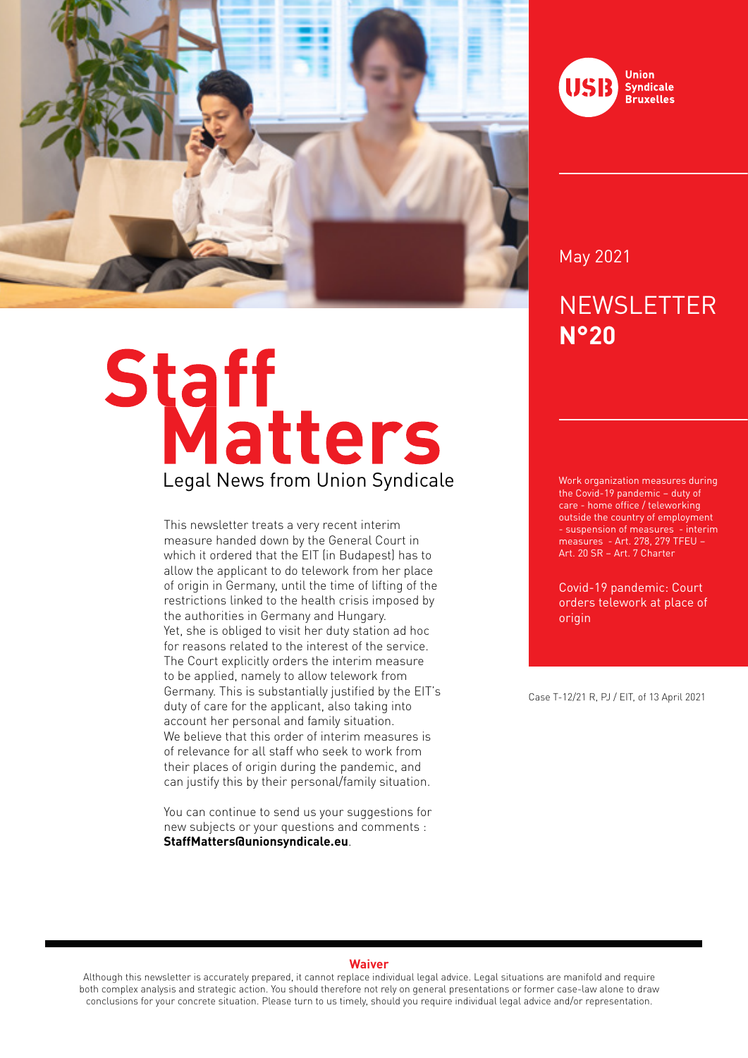Union Syndicale Bruxelles

May 2021

# NEWSLETTER **N°20**

# Staff Matters

## Legal News from Union Syndicale

Work organization measures during the Covid-19 pandemic – duty of care - home office / teleworking outside the country of employment - suspension of measures - interim measures - Art. 278, 279 TFEU – Art. 20 SR – Art. 7 Charter

**Covid-19 pandemic: Court orders telework at place of origin**

Case T-12/21 R, PJ / EIT, of 13 April 2021

This newsletter treats a very recent interim measure handed down by the General Court in which it ordered that the EIT (in Budapest) has to allow the applicant to do telework from her place of origin in Germany, until the time of lifting of the restrictions linked to the health crisis imposed by the authorities in Germany and Hungary.
Yet, she is obliged to visit her duty station ad hoc for reasons related to the interest of the service.
The Court explicitly orders the interim measure to be applied, namely to allow telework from Germany. This is substantially justified by the EIT's duty of care for the applicant, also taking into account her personal and family situation.
We believe that this order of interim measures is of relevance for all staff who seek to work from their places of origin during the pandemic, and can justify this by their personal/family situation.

You can continue to send us your suggestions for new subjects or your questions and comments : **StaffMatters@unionsyndicale.eu**.

**Waiver**

Although this newsletter is accurately prepared, it cannot replace individual legal advice. Legal situations are manifold and require both complex analysis and strategic action. You should therefore not rely on general presentations or former case-law alone to draw conclusions for your concrete situation. Please turn to us timely, should you require individual legal advice and/or representation.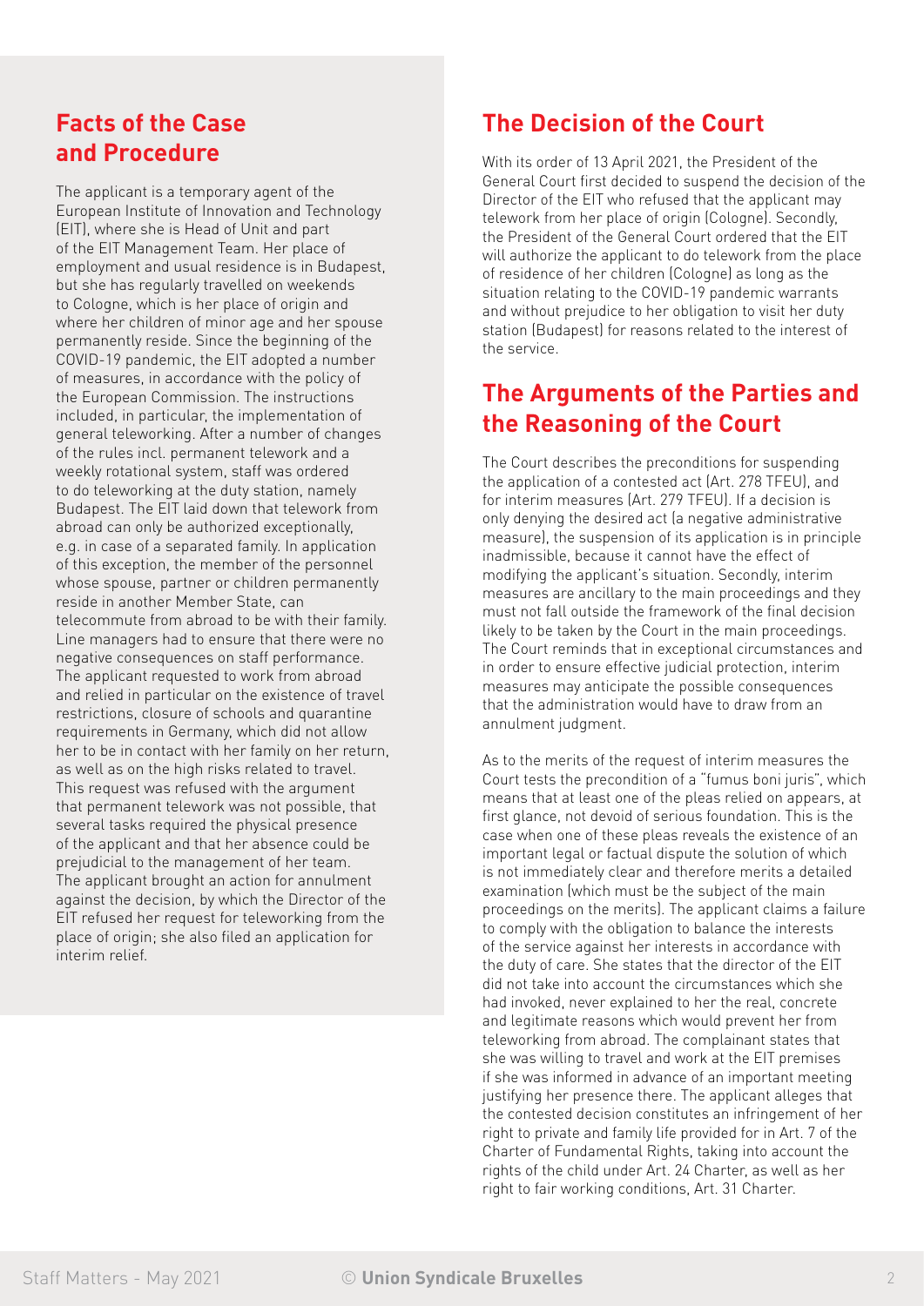## Facts of the Case and Procedure

The applicant is a temporary agent of the European Institute of Innovation and Technology (EIT), where she is Head of Unit and part of the EIT Management Team. Her place of employment and usual residence is in Budapest, but she has regularly travelled on weekends to Cologne, which is her place of origin and where her children of minor age and her spouse permanently reside. Since the beginning of the COVID-19 pandemic, the EIT adopted a number of measures, in accordance with the policy of the European Commission. The instructions included, in particular, the implementation of general teleworking. After a number of changes of the rules incl. permanent telework and a weekly rotational system, staff was ordered to do teleworking at the duty station, namely Budapest. The EIT laid down that telework from abroad can only be authorized exceptionally, e.g. in case of a separated family. In application of this exception, the member of the personnel whose spouse, partner or children permanently reside in another Member State, can telecommute from abroad to be with their family. Line managers had to ensure that there were no negative consequences on staff performance. The applicant requested to work from abroad and relied in particular on the existence of travel restrictions, closure of schools and quarantine requirements in Germany, which did not allow her to be in contact with her family on her return, as well as on the high risks related to travel. This request was refused with the argument that permanent telework was not possible, that several tasks required the physical presence of the applicant and that her absence could be prejudicial to the management of her team. The applicant brought an action for annulment against the decision, by which the Director of the EIT refused her request for teleworking from the place of origin; she also filed an application for interim relief.

## The Decision of the Court

With its order of 13 April 2021, the President of the General Court first decided to suspend the decision of the Director of the EIT who refused that the applicant may telework from her place of origin (Cologne). Secondly, the President of the General Court ordered that the EIT will authorize the applicant to do telework from the place of residence of her children (Cologne) as long as the situation relating to the COVID-19 pandemic warrants and without prejudice to her obligation to visit her duty station (Budapest) for reasons related to the interest of the service.

## The Arguments of the Parties and the Reasoning of the Court

The Court describes the preconditions for suspending the application of a contested act (Art. 278 TFEU), and for interim measures (Art. 279 TFEU). If a decision is only denying the desired act (a negative administrative measure), the suspension of its application is in principle inadmissible, because it cannot have the effect of modifying the applicant's situation. Secondly, interim measures are ancillary to the main proceedings and they must not fall outside the framework of the final decision likely to be taken by the Court in the main proceedings. The Court reminds that in exceptional circumstances and in order to ensure effective judicial protection, interim measures may anticipate the possible consequences that the administration would have to draw from an annulment judgment.

As to the merits of the request of interim measures the Court tests the precondition of a "fumus boni juris", which means that at least one of the pleas relied on appears, at first glance, not devoid of serious foundation. This is the case when one of these pleas reveals the existence of an important legal or factual dispute the solution of which is not immediately clear and therefore merits a detailed examination (which must be the subject of the main proceedings on the merits). The applicant claims a failure to comply with the obligation to balance the interests of the service against her interests in accordance with the duty of care. She states that the director of the EIT did not take into account the circumstances which she had invoked, never explained to her the real, concrete and legitimate reasons which would prevent her from teleworking from abroad. The complainant states that she was willing to travel and work at the EIT premises if she was informed in advance of an important meeting justifying her presence there. The applicant alleges that the contested decision constitutes an infringement of her right to private and family life provided for in Art. 7 of the Charter of Fundamental Rights, taking into account the rights of the child under Art. 24 Charter, as well as her right to fair working conditions, Art. 31 Charter.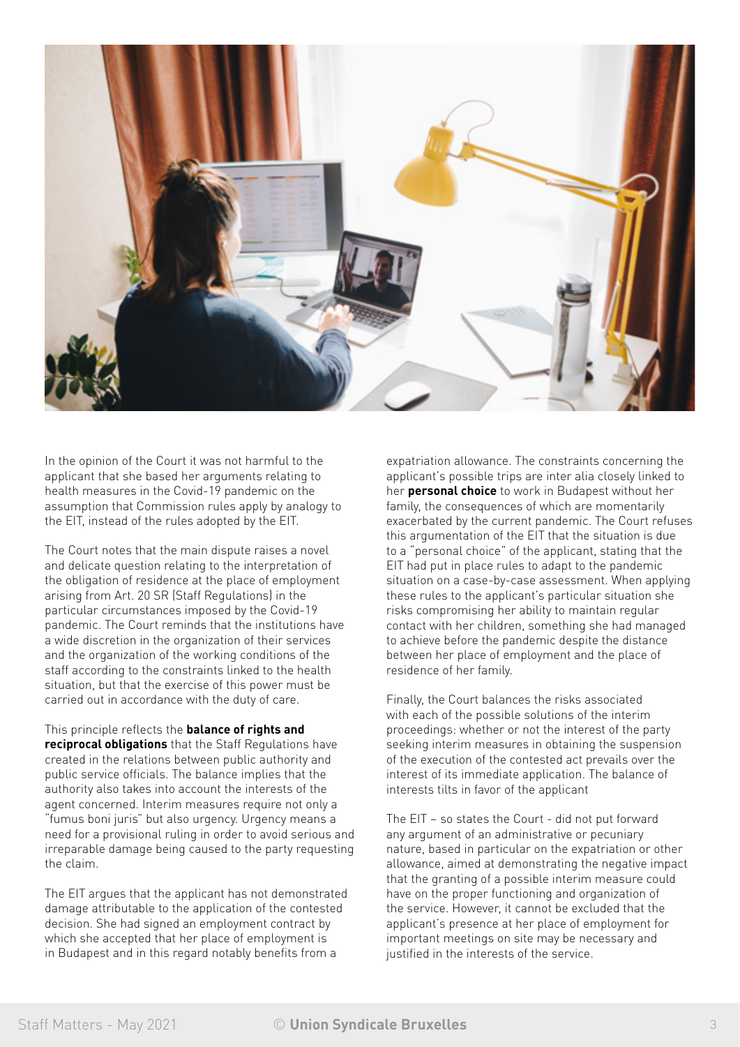In the opinion of the Court it was not harmful to the applicant that she based her arguments relating to health measures in the Covid-19 pandemic on the assumption that Commission rules apply by analogy to the EIT, instead of the rules adopted by the EIT.

The Court notes that the main dispute raises a novel and delicate question relating to the interpretation of the obligation of residence at the place of employment arising from Art. 20 SR (Staff Regulations) in the particular circumstances imposed by the Covid-19 pandemic. The Court reminds that the institutions have a wide discretion in the organization of their services and the organization of the working conditions of the staff according to the constraints linked to the health situation, but that the exercise of this power must be carried out in accordance with the duty of care.

This principle reflects the **balance of rights and reciprocal obligations** that the Staff Regulations have created in the relations between public authority and public service officials. The balance implies that the authority also takes into account the interests of the agent concerned. Interim measures require not only a "fumus boni juris" but also urgency. Urgency means a need for a provisional ruling in order to avoid serious and irreparable damage being caused to the party requesting the claim.

The EIT argues that the applicant has not demonstrated damage attributable to the application of the contested decision. She had signed an employment contract by which she accepted that her place of employment is in Budapest and in this regard notably benefits from a expatriation allowance. The constraints concerning the applicant's possible trips are inter alia closely linked to her **personal choice** to work in Budapest without her family, the consequences of which are momentarily exacerbated by the current pandemic. The Court refuses this argumentation of the EIT that the situation is due to a "personal choice" of the applicant, stating that the EIT had put in place rules to adapt to the pandemic situation on a case-by-case assessment. When applying these rules to the applicant's particular situation she risks compromising her ability to maintain regular contact with her children, something she had managed to achieve before the pandemic despite the distance between her place of employment and the place of residence of her family.

Finally, the Court balances the risks associated with each of the possible solutions of the interim proceedings: whether or not the interest of the party seeking interim measures in obtaining the suspension of the execution of the contested act prevails over the interest of its immediate application. The balance of interests tilts in favor of the applicant

The EIT – so states the Court - did not put forward any argument of an administrative or pecuniary nature, based in particular on the expatriation or other allowance, aimed at demonstrating the negative impact that the granting of a possible interim measure could have on the proper functioning and organization of the service. However, it cannot be excluded that the applicant's presence at her place of employment for important meetings on site may be necessary and justified in the interests of the service.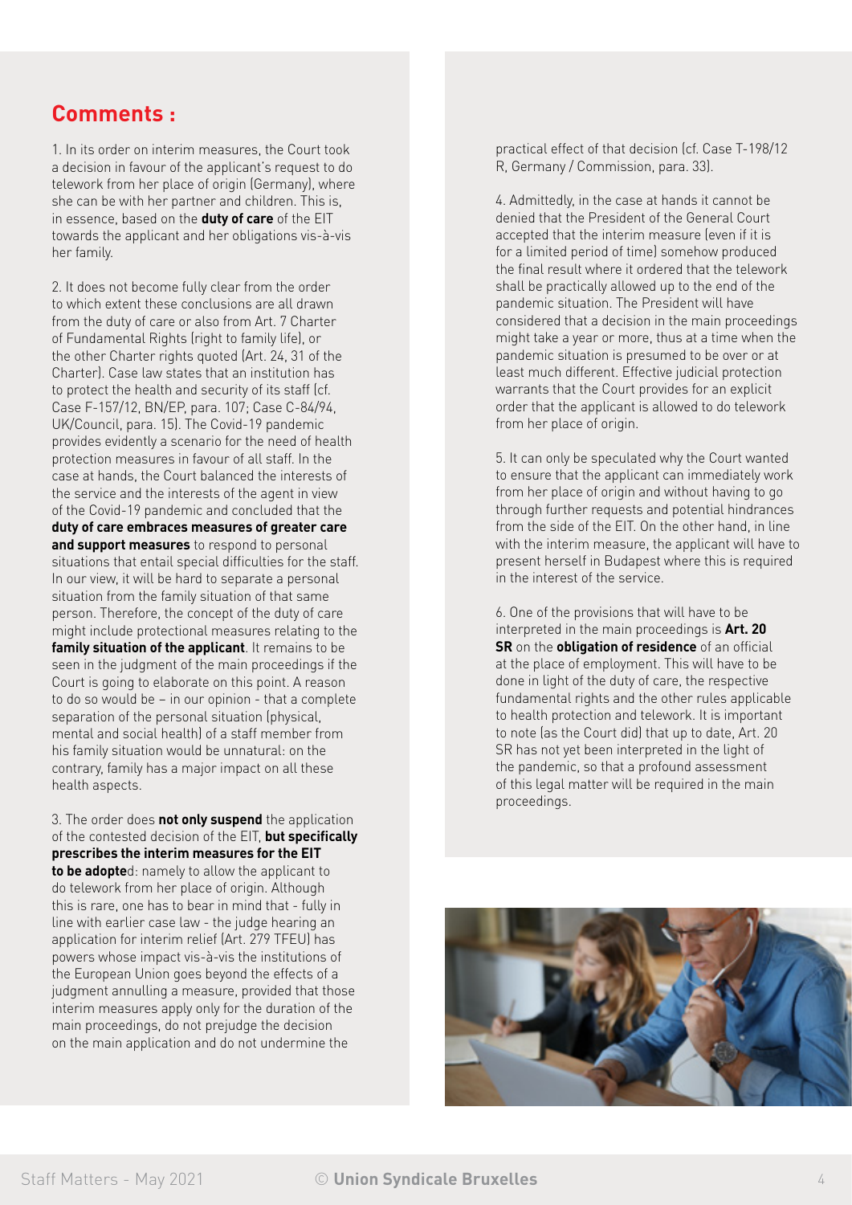## Comments :

1. In its order on interim measures, the Court took a decision in favour of the applicant's request to do telework from her place of origin (Germany), where she can be with her partner and children. This is, in essence, based on the **duty of care** of the EIT towards the applicant and her obligations vis-à-vis her family.

2. It does not become fully clear from the order to which extent these conclusions are all drawn from the duty of care or also from Art. 7 Charter of Fundamental Rights (right to family life), or the other Charter rights quoted (Art. 24, 31 of the Charter). Case law states that an institution has to protect the health and security of its staff (cf. Case F-157/12, BN/EP, para. 107; Case C-84/94, UK/Council, para. 15). The Covid-19 pandemic provides evidently a scenario for the need of health protection measures in favour of all staff. In the case at hands, the Court balanced the interests of the service and the interests of the agent in view of the Covid-19 pandemic and concluded that the **duty of care embraces measures of greater care and support measures** to respond to personal situations that entail special difficulties for the staff. In our view, it will be hard to separate a personal situation from the family situation of that same person. Therefore, the concept of the duty of care might include protectional measures relating to the **family situation of the applicant**. It remains to be seen in the judgment of the main proceedings if the Court is going to elaborate on this point. A reason to do so would be – in our opinion - that a complete separation of the personal situation (physical, mental and social health) of a staff member from his family situation would be unnatural: on the contrary, family has a major impact on all these health aspects.

3. The order does **not only suspend** the application of the contested decision of the EIT, **but specifically prescribes the interim measures for the EIT to be adopte**d: namely to allow the applicant to do telework from her place of origin. Although this is rare, one has to bear in mind that - fully in line with earlier case law - the judge hearing an application for interim relief (Art. 279 TFEU) has powers whose impact vis-à-vis the institutions of the European Union goes beyond the effects of a judgment annulling a measure, provided that those interim measures apply only for the duration of the main proceedings, do not prejudge the decision on the main application and do not undermine the practical effect of that decision (cf. Case T-198/12 R, Germany / Commission, para. 33).

4. Admittedly, in the case at hands it cannot be denied that the President of the General Court accepted that the interim measure (even if it is for a limited period of time) somehow produced the final result where it ordered that the telework shall be practically allowed up to the end of the pandemic situation. The President will have considered that a decision in the main proceedings might take a year or more, thus at a time when the pandemic situation is presumed to be over or at least much different. Effective judicial protection warrants that the Court provides for an explicit order that the applicant is allowed to do telework from her place of origin.

5. It can only be speculated why the Court wanted to ensure that the applicant can immediately work from her place of origin and without having to go through further requests and potential hindrances from the side of the EIT. On the other hand, in line with the interim measure, the applicant will have to present herself in Budapest where this is required in the interest of the service.

6. One of the provisions that will have to be interpreted in the main proceedings is **Art. 20 SR** on the **obligation of residence** of an official at the place of employment. This will have to be done in light of the duty of care, the respective fundamental rights and the other rules applicable to health protection and telework. It is important to note (as the Court did) that up to date, Art. 20 SR has not yet been interpreted in the light of the pandemic, so that a profound assessment of this legal matter will be required in the main proceedings.